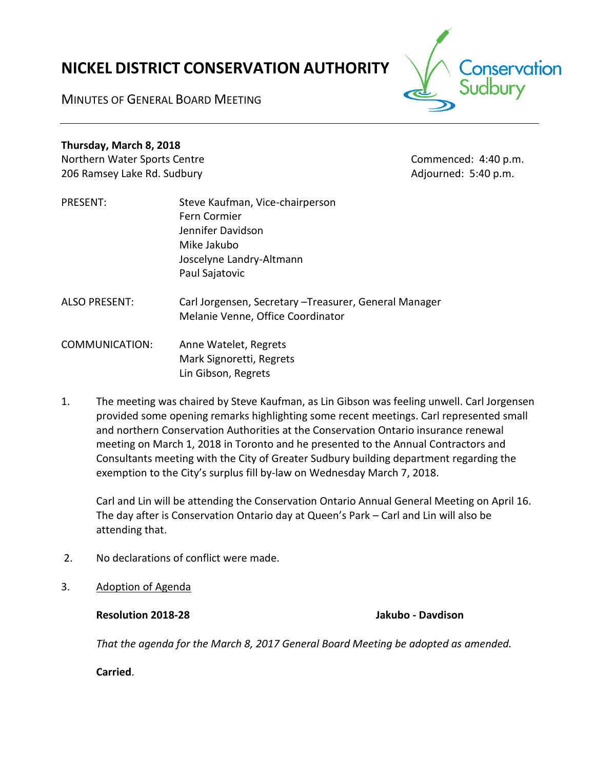# NICKEL DISTRICT CONSERVATION AUTHORITY

MINUTES OF GENERAL BOARD MEETING

**Thursday, March 8, 2018**
Northern Water Sports Centre
206 Ramsey Lake Rd. Sudbury

Commenced: 4:40 p.m.
Adjourned: 5:40 p.m.

PRESENT: Steve Kaufman, Vice-chairperson
Fern Cormier
Jennifer Davidson
Mike Jakubo
Joscelyne Landry-Altmann
Paul Sajatovic

ALSO PRESENT: Carl Jorgensen, Secretary –Treasurer, General Manager
Melanie Venne, Office Coordinator

COMMUNICATION: Anne Watelet, Regrets
Mark Signoretti, Regrets
Lin Gibson, Regrets

1. The meeting was chaired by Steve Kaufman, as Lin Gibson was feeling unwell. Carl Jorgensen provided some opening remarks highlighting some recent meetings. Carl represented small and northern Conservation Authorities at the Conservation Ontario insurance renewal meeting on March 1, 2018 in Toronto and he presented to the Annual Contractors and Consultants meeting with the City of Greater Sudbury building department regarding the exemption to the City's surplus fill by-law on Wednesday March 7, 2018.

   Carl and Lin will be attending the Conservation Ontario Annual General Meeting on April 16. The day after is Conservation Ontario day at Queen's Park – Carl and Lin will also be attending that.

2. No declarations of conflict were made.

3. Adoption of Agenda

   **Resolution 2018-28** **Jakubo - Davdison**

   *That the agenda for the March 8, 2017 General Board Meeting be adopted as amended.*

   **Carried**.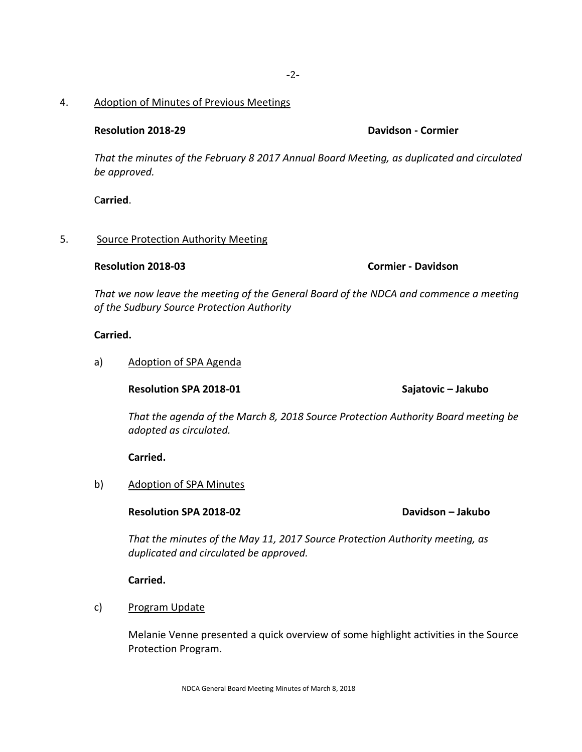4. <u>Adoption of Minutes of Previous Meetings</u>

**Resolution 2018-29** **Davidson - Cormier**

*That the minutes of the February 8 2017 Annual Board Meeting, as duplicated and circulated be approved.*

C**arried**.

5. <u>Source Protection Authority Meeting</u>

**Resolution 2018-03** **Cormier - Davidson**

*That we now leave the meeting of the General Board of the NDCA and commence a meeting of the Sudbury Source Protection Authority*

**Carried.**

a) <u>Adoption of SPA Agenda</u>

**Resolution SPA 2018-01** **Sajatovic – Jakubo**

*That the agenda of the March 8, 2018 Source Protection Authority Board meeting be adopted as circulated.*

**Carried.**

b) <u>Adoption of SPA Minutes</u>

**Resolution SPA 2018-02** **Davidson – Jakubo**

*That the minutes of the May 11, 2017 Source Protection Authority meeting, as duplicated and circulated be approved.*

**Carried.**

c) <u>Program Update</u>

Melanie Venne presented a quick overview of some highlight activities in the Source Protection Program.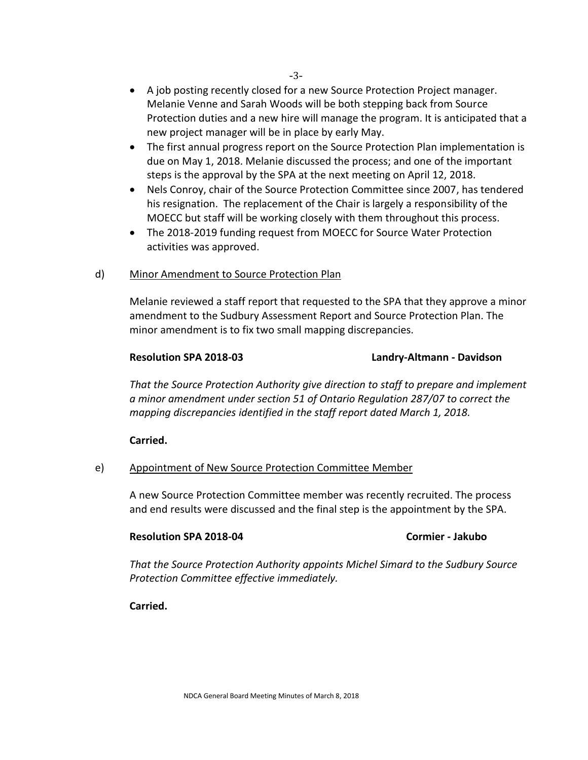- A job posting recently closed for a new Source Protection Project manager. Melanie Venne and Sarah Woods will be both stepping back from Source Protection duties and a new hire will manage the program. It is anticipated that a new project manager will be in place by early May.
- The first annual progress report on the Source Protection Plan implementation is due on May 1, 2018. Melanie discussed the process; and one of the important steps is the approval by the SPA at the next meeting on April 12, 2018.
- Nels Conroy, chair of the Source Protection Committee since 2007, has tendered his resignation. The replacement of the Chair is largely a responsibility of the MOECC but staff will be working closely with them throughout this process.
- The 2018-2019 funding request from MOECC for Source Water Protection activities was approved.

d) Minor Amendment to Source Protection Plan

Melanie reviewed a staff report that requested to the SPA that they approve a minor amendment to the Sudbury Assessment Report and Source Protection Plan. The minor amendment is to fix two small mapping discrepancies.

**Resolution SPA 2018-03** **Landry-Altmann - Davidson**

*That the Source Protection Authority give direction to staff to prepare and implement a minor amendment under section 51 of Ontario Regulation 287/07 to correct the mapping discrepancies identified in the staff report dated March 1, 2018.*

**Carried.**

e) Appointment of New Source Protection Committee Member

A new Source Protection Committee member was recently recruited. The process and end results were discussed and the final step is the appointment by the SPA.

**Resolution SPA 2018-04** **Cormier - Jakubo**

*That the Source Protection Authority appoints Michel Simard to the Sudbury Source Protection Committee effective immediately.*

**Carried.**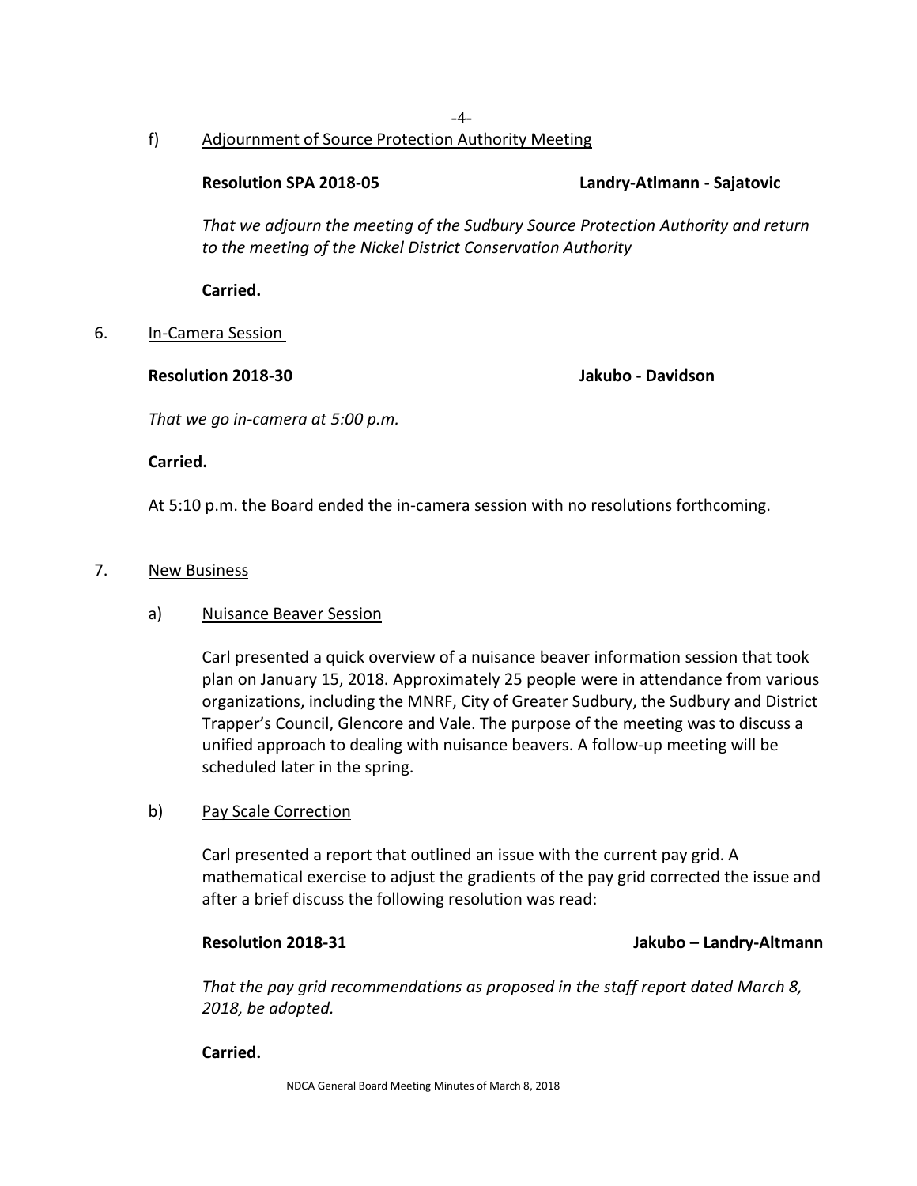f) Adjournment of Source Protection Authority Meeting

**Resolution SPA 2018-05** **Landry-Atlmann - Sajatovic**

*That we adjourn the meeting of the Sudbury Source Protection Authority and return to the meeting of the Nickel District Conservation Authority*

**Carried.**

6. In-Camera Session

**Resolution 2018-30** **Jakubo - Davidson**

*That we go in-camera at 5:00 p.m.*

**Carried.**

At 5:10 p.m. the Board ended the in-camera session with no resolutions forthcoming.

7. New Business

a) Nuisance Beaver Session

Carl presented a quick overview of a nuisance beaver information session that took plan on January 15, 2018. Approximately 25 people were in attendance from various organizations, including the MNRF, City of Greater Sudbury, the Sudbury and District Trapper's Council, Glencore and Vale. The purpose of the meeting was to discuss a unified approach to dealing with nuisance beavers. A follow-up meeting will be scheduled later in the spring.

b) Pay Scale Correction

Carl presented a report that outlined an issue with the current pay grid. A mathematical exercise to adjust the gradients of the pay grid corrected the issue and after a brief discuss the following resolution was read:

**Resolution 2018-31** **Jakubo – Landry-Altmann**

*That the pay grid recommendations as proposed in the staff report dated March 8, 2018, be adopted.*

**Carried.**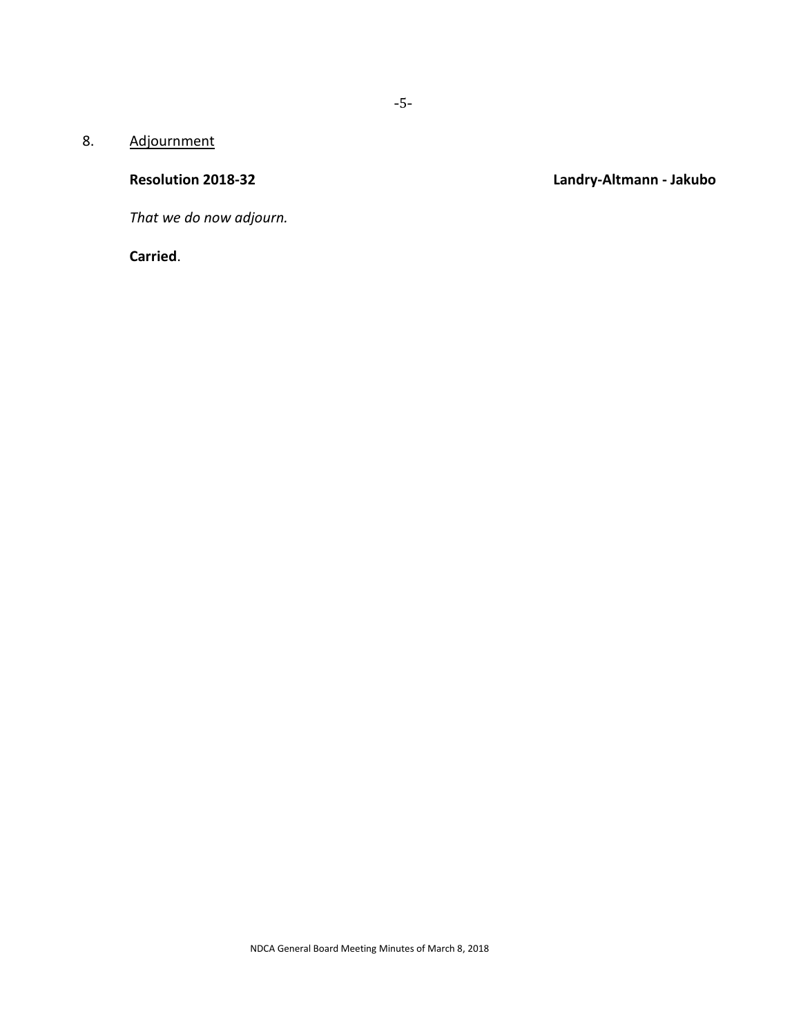8. Adjournment

**Resolution 2018-32** **Landry-Altmann - Jakubo**

*That we do now adjourn.*

**Carried**.